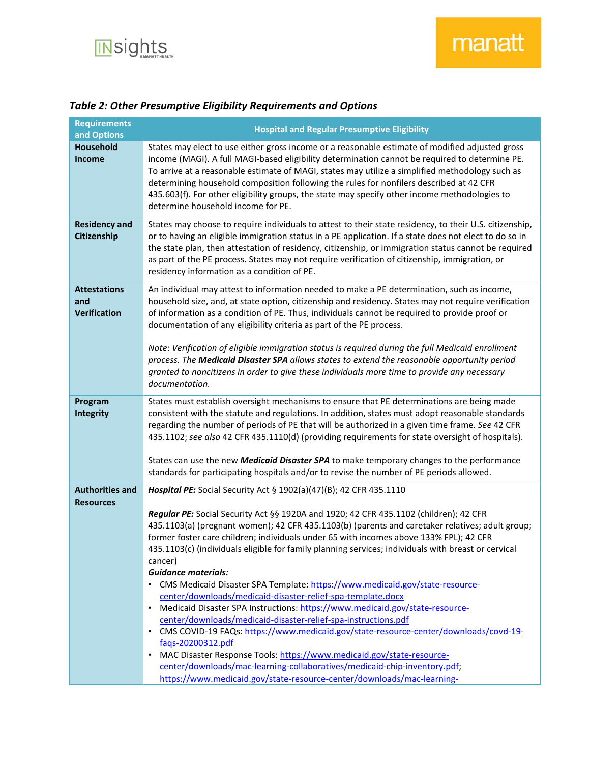*Table 2: Other Presumptive Eligibility Requirements and Options*

| Requirements and Options | Hospital and Regular Presumptive Eligibility |
|---|---|
| **Household Income** | States may elect to use either gross income or a reasonable estimate of modified adjusted gross income (MAGI). A full MAGI-based eligibility determination cannot be required to determine PE. To arrive at a reasonable estimate of MAGI, states may utilize a simplified methodology such as determining household composition following the rules for nonfilers described at 42 CFR 435.603(f). For other eligibility groups, the state may specify other income methodologies to determine household income for PE. |
| **Residency and Citizenship** | States may choose to require individuals to attest to their state residency, to their U.S. citizenship, or to having an eligible immigration status in a PE application. If a state does not elect to do so in the state plan, then attestation of residency, citizenship, or immigration status cannot be required as part of the PE process. States may not require verification of citizenship, immigration, or residency information as a condition of PE. |
| **Attestations and Verification** | An individual may attest to information needed to make a PE determination, such as income, household size, and, at state option, citizenship and residency. States may not require verification of information as a condition of PE. Thus, individuals cannot be required to provide proof or documentation of any eligibility criteria as part of the PE process.<br><br>*Note: Verification of eligible immigration status is required during the full Medicaid enrollment process. The **Medicaid Disaster SPA** allows states to extend the reasonable opportunity period granted to noncitizens in order to give these individuals more time to provide any necessary documentation.* |
| **Program Integrity** | States must establish oversight mechanisms to ensure that PE determinations are being made consistent with the statute and regulations. In addition, states must adopt reasonable standards regarding the number of periods of PE that will be authorized in a given time frame. *See* 42 CFR 435.1102; *see also* 42 CFR 435.1110(d) (providing requirements for state oversight of hospitals).<br><br>States can use the new ***Medicaid Disaster SPA*** to make temporary changes to the performance standards for participating hospitals and/or to revise the number of PE periods allowed. |
| **Authorities and Resources** | ***Hospital PE:*** Social Security Act § 1902(a)(47)(B); 42 CFR 435.1110<br><br>***Regular PE:*** Social Security Act §§ 1920A and 1920; 42 CFR 435.1102 (children); 42 CFR 435.1103(a) (pregnant women); 42 CFR 435.1103(b) (parents and caretaker relatives; adult group; former foster care children; individuals under 65 with incomes above 133% FPL); 42 CFR 435.1103(c) (individuals eligible for family planning services; individuals with breast or cervical cancer)<br>***Guidance materials:***<br>• CMS Medicaid Disaster SPA Template: https://www.medicaid.gov/state-resource-center/downloads/medicaid-disaster-relief-spa-template.docx<br>• Medicaid Disaster SPA Instructions: https://www.medicaid.gov/state-resource-center/downloads/medicaid-disaster-relief-spa-instructions.pdf<br>• CMS COVID-19 FAQs: https://www.medicaid.gov/state-resource-center/downloads/covd-19-faqs-20200312.pdf<br>• MAC Disaster Response Tools: https://www.medicaid.gov/state-resource-center/downloads/mac-learning-collaboratives/medicaid-chip-inventory.pdf; https://www.medicaid.gov/state-resource-center/downloads/mac-learning- |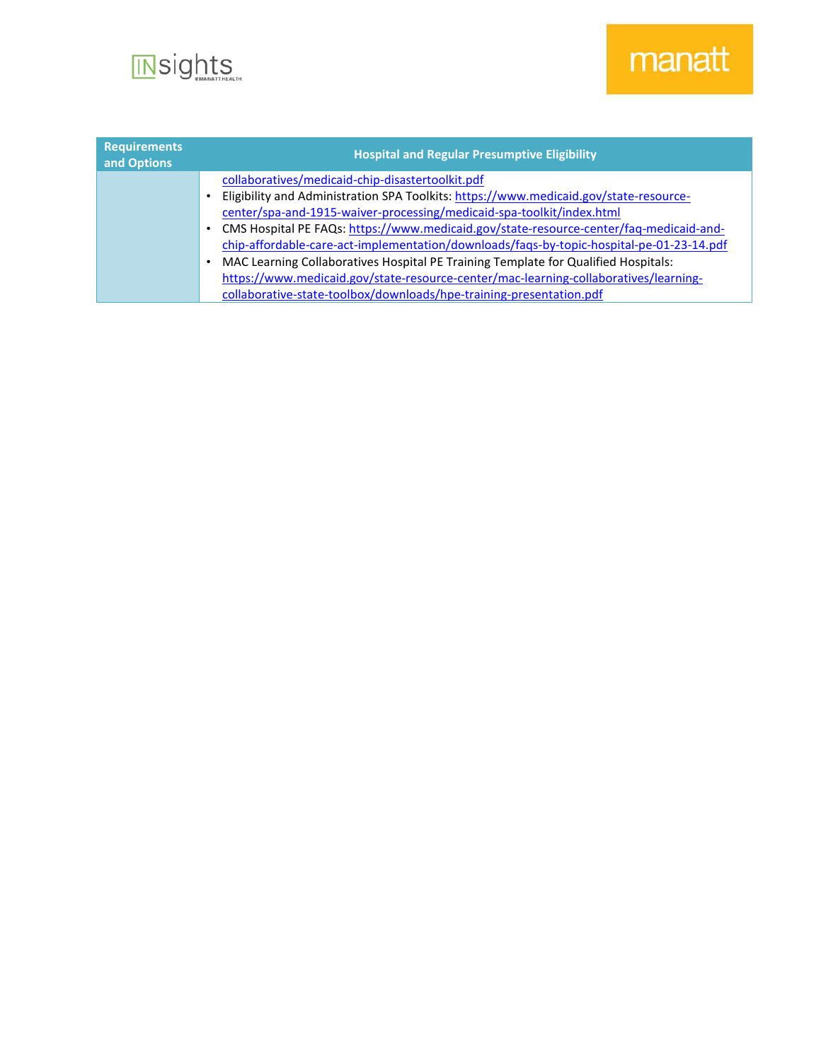| Requirements and Options | Hospital and Regular Presumptive Eligibility |
| --- | --- |
| | collaboratives/medicaid-chip-disastertoolkit.pdf<br>• Eligibility and Administration SPA Toolkits: https://www.medicaid.gov/state-resource-center/spa-and-1915-waiver-processing/medicaid-spa-toolkit/index.html<br>• CMS Hospital PE FAQs: https://www.medicaid.gov/state-resource-center/faq-medicaid-and-chip-affordable-care-act-implementation/downloads/faqs-by-topic-hospital-pe-01-23-14.pdf<br>• MAC Learning Collaboratives Hospital PE Training Template for Qualified Hospitals: https://www.medicaid.gov/state-resource-center/mac-learning-collaboratives/learning-collaborative-state-toolbox/downloads/hpe-training-presentation.pdf |